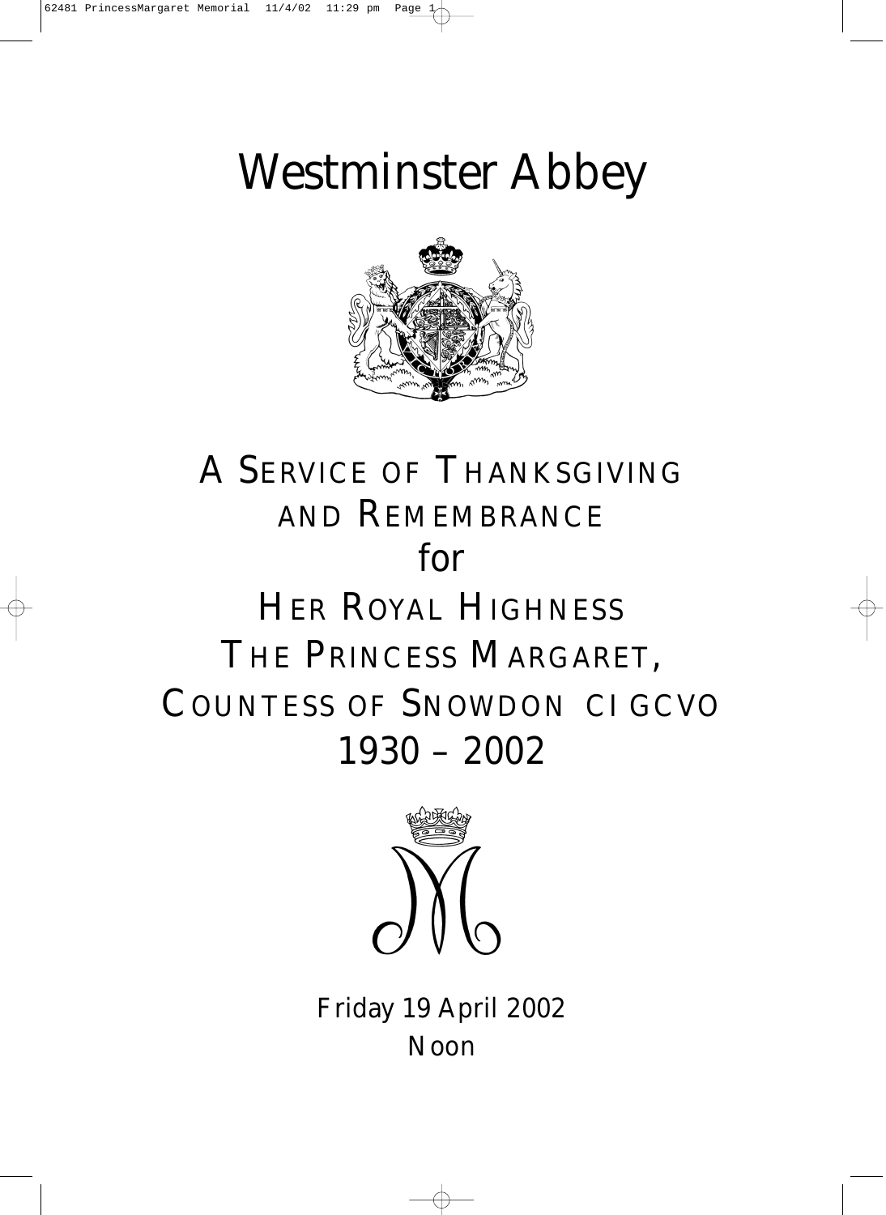# Westminster Abbey

## A Service of Thanksgiving and Remembrance

for

## Her Royal Highness The Princess Margaret, Countess of Snowdon CI GCVO

1930 – 2002

Friday 19 April 2002
Noon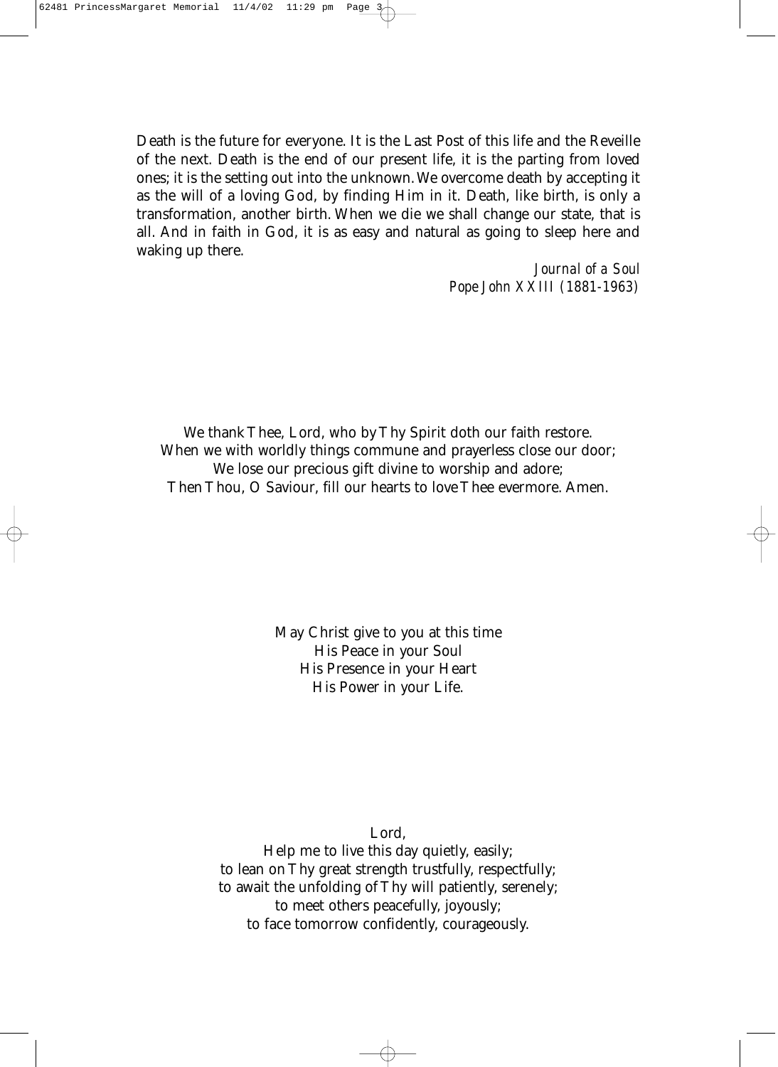Death is the future for everyone. It is the Last Post of this life and the Reveille of the next. Death is the end of our present life, it is the parting from loved ones; it is the setting out into the unknown. We overcome death by accepting it as the will of a loving God, by finding Him in it. Death, like birth, is only a transformation, another birth. When we die we shall change our state, that is all. And in faith in God, it is as easy and natural as going to sleep here and waking up there.

*Journal of a Soul*
*Pope John XXIII (1881-1963)*

We thank Thee, Lord, who by Thy Spirit doth our faith restore.
When we with worldly things commune and prayerless close our door;
We lose our precious gift divine to worship and adore;
Then Thou, O Saviour, fill our hearts to love Thee evermore. Amen.

May Christ give to you at this time
His Peace in your Soul
His Presence in your Heart
His Power in your Life.

Lord,
Help me to live this day quietly, easily;
to lean on Thy great strength trustfully, respectfully;
to await the unfolding of Thy will patiently, serenely;
to meet others peacefully, joyously;
to face tomorrow confidently, courageously.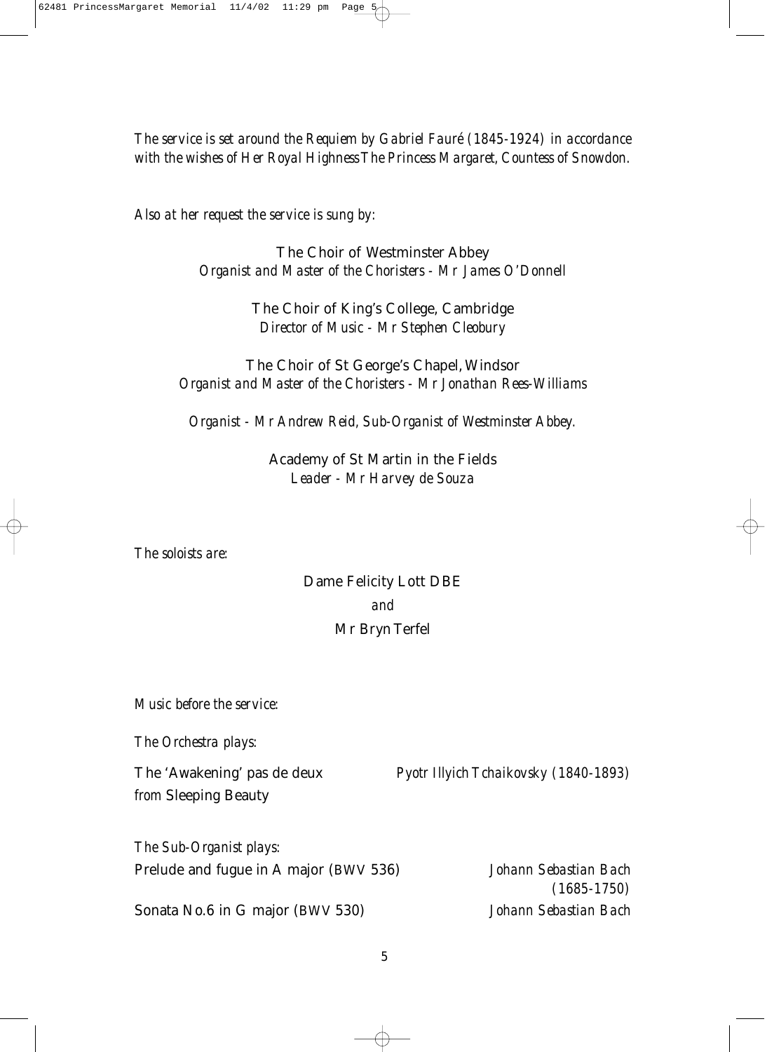*The service is set around the Requiem by Gabriel Fauré (1845-1924) in accordance with the wishes of Her Royal Highness The Princess Margaret, Countess of Snowdon.*

*Also at her request the service is sung by:*

The Choir of Westminster Abbey
*Organist and Master of the Choristers - Mr James O'Donnell*

The Choir of King's College, Cambridge
*Director of Music - Mr Stephen Cleobury*

The Choir of St George's Chapel, Windsor
*Organist and Master of the Choristers - Mr Jonathan Rees-Williams*

*Organist - Mr Andrew Reid, Sub-Organist of Westminster Abbey.*

Academy of St Martin in the Fields
*Leader - Mr Harvey de Souza*

*The soloists are:*

Dame Felicity Lott DBE
*and*
Mr Bryn Terfel

*Music before the service:*

*The Orchestra plays:*

The 'Awakening' pas de deux *from* Sleeping Beauty — *Pyotr Illyich Tchaikovsky (1840-1893)*

*The Sub-Organist plays:*

Prelude and fugue in A major (BWV 536) — *Johann Sebastian Bach (1685-1750)*

Sonata No.6 in G major (BWV 530) — *Johann Sebastian Bach*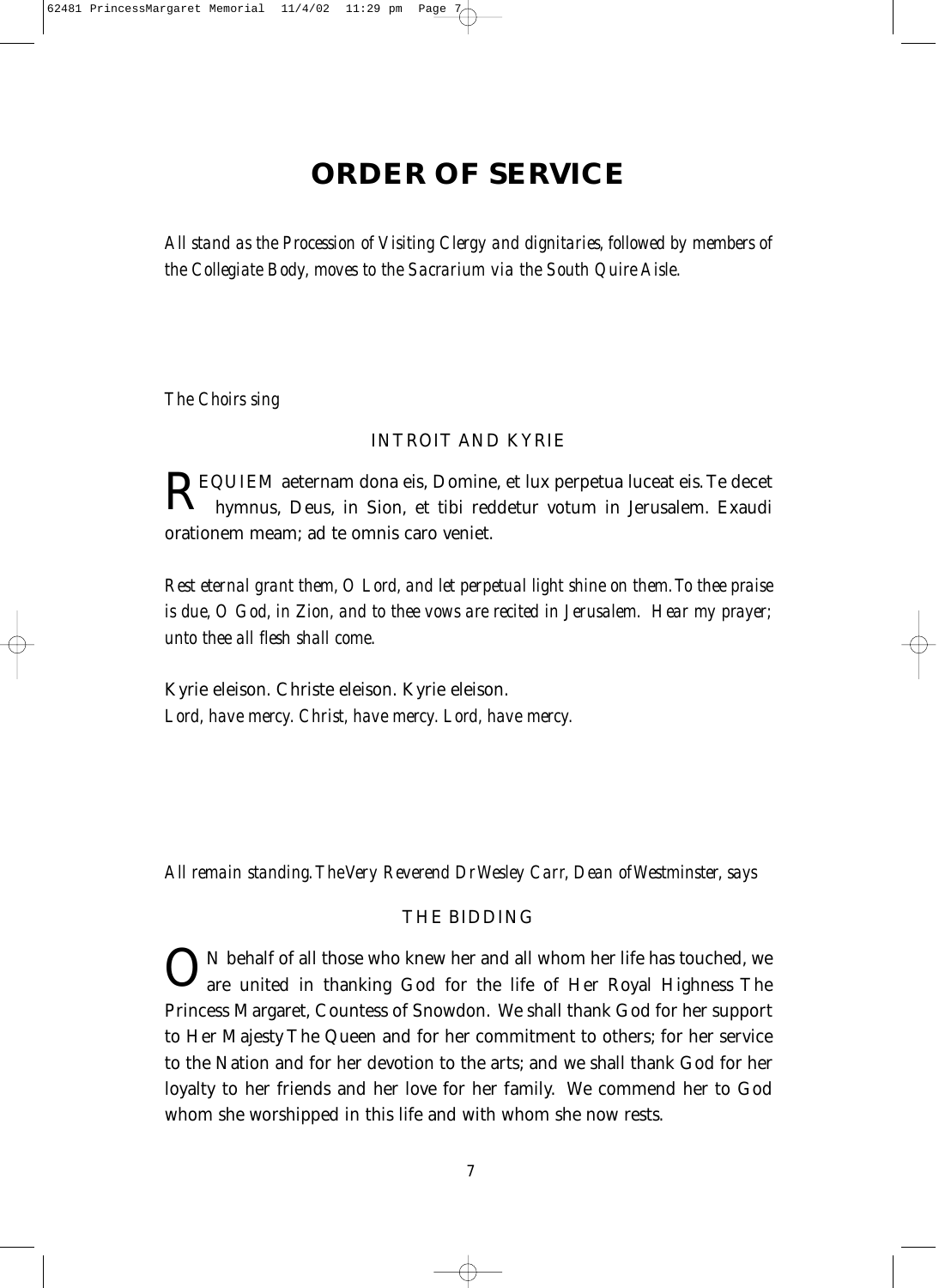# ORDER OF SERVICE

*All stand as the Procession of Visiting Clergy and dignitaries, followed by members of the Collegiate Body, moves to the Sacrarium via the South Quire Aisle.*

*The Choirs sing*

## INTROIT AND KYRIE

REQUIEM aeternam dona eis, Domine, et lux perpetua luceat eis. Te decet hymnus, Deus, in Sion, et tibi reddetur votum in Jerusalem. Exaudi orationem meam; ad te omnis caro veniet.

*Rest eternal grant them, O Lord, and let perpetual light shine on them. To thee praise is due, O God, in Zion, and to thee vows are recited in Jerusalem. Hear my prayer; unto thee all flesh shall come.*

Kyrie eleison. Christe eleison. Kyrie eleison.
*Lord, have mercy. Christ, have mercy. Lord, have mercy.*

*All remain standing. The Very Reverend Dr Wesley Carr, Dean of Westminster, says*

## THE BIDDING

ON behalf of all those who knew her and all whom her life has touched, we are united in thanking God for the life of Her Royal Highness The Princess Margaret, Countess of Snowdon. We shall thank God for her support to Her Majesty The Queen and for her commitment to others; for her service to the Nation and for her devotion to the arts; and we shall thank God for her loyalty to her friends and her love for her family. We commend her to God whom she worshipped in this life and with whom she now rests.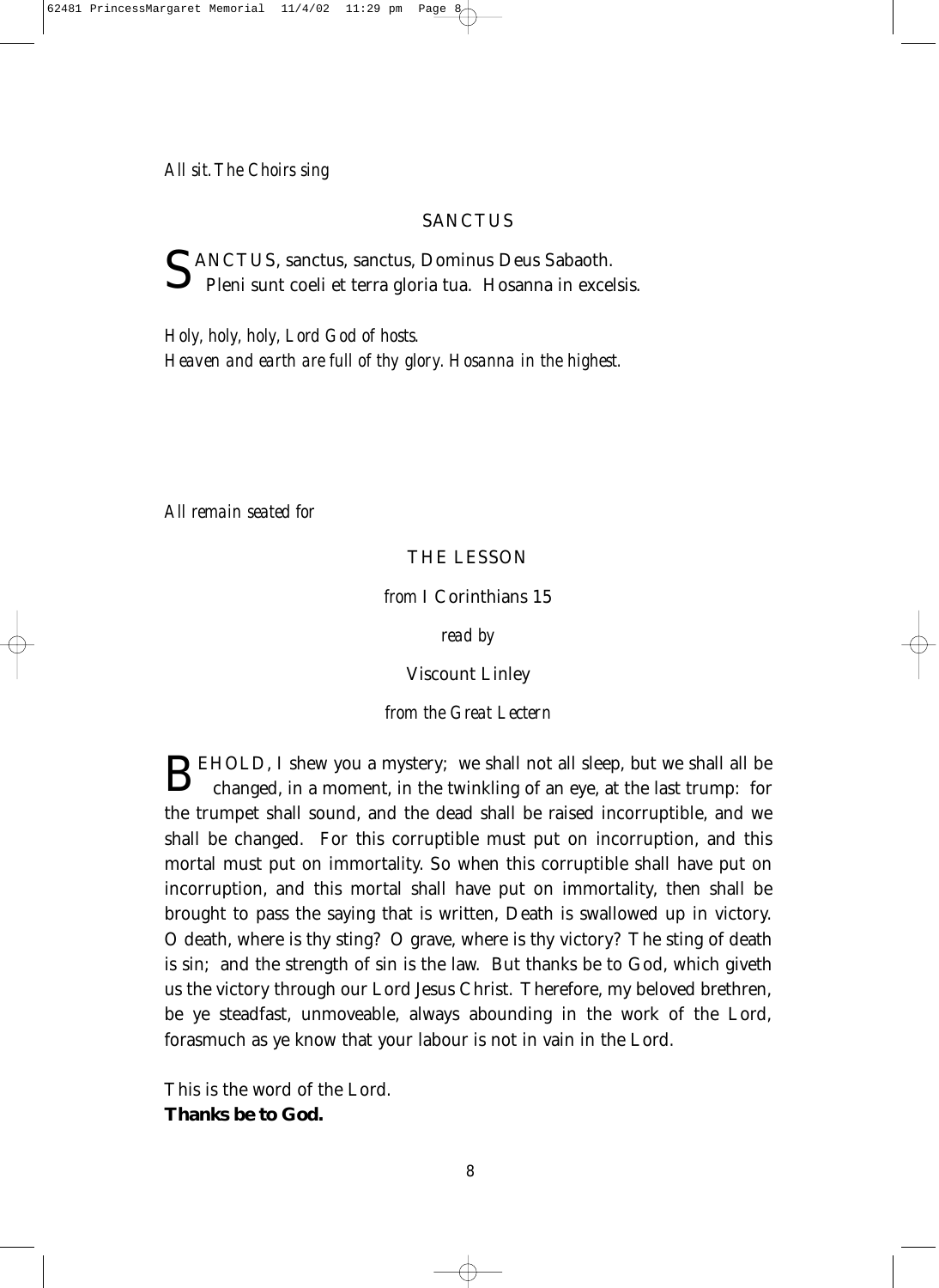*All sit. The Choirs sing*

## SANCTUS

SANCTUS, sanctus, sanctus, Dominus Deus Sabaoth.
Pleni sunt coeli et terra gloria tua. Hosanna in excelsis.

*Holy, holy, holy, Lord God of hosts.*
*Heaven and earth are full of thy glory. Hosanna in the highest.*

*All remain seated for*

## THE LESSON

*from* I Corinthians 15

*read by*

Viscount Linley

*from the Great Lectern*

BEHOLD, I shew you a mystery; we shall not all sleep, but we shall all be changed, in a moment, in the twinkling of an eye, at the last trump: for the trumpet shall sound, and the dead shall be raised incorruptible, and we shall be changed. For this corruptible must put on incorruption, and this mortal must put on immortality. So when this corruptible shall have put on incorruption, and this mortal shall have put on immortality, then shall be brought to pass the saying that is written, Death is swallowed up in victory. O death, where is thy sting? O grave, where is thy victory? The sting of death is sin; and the strength of sin is the law. But thanks be to God, which giveth us the victory through our Lord Jesus Christ. Therefore, my beloved brethren, be ye steadfast, unmoveable, always abounding in the work of the Lord, forasmuch as ye know that your labour is not in vain in the Lord.

This is the word of the Lord.
**Thanks be to God.**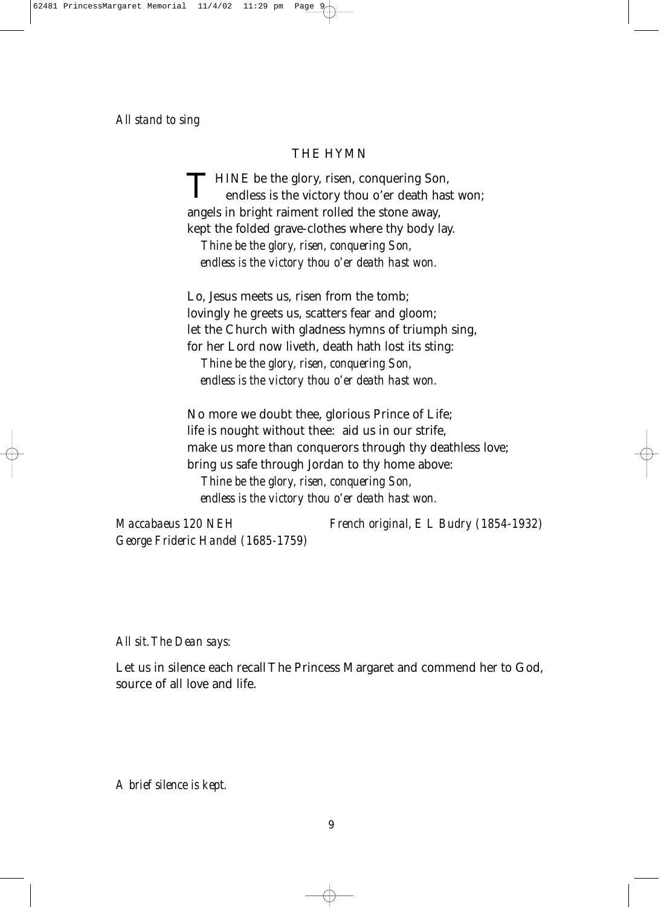*All stand to sing*

## THE HYMN

THINE be the glory, risen, conquering Son,
endless is the victory thou o'er death hast won;
angels in bright raiment rolled the stone away,
kept the folded grave-clothes where thy body lay.
*Thine be the glory, risen, conquering Son,*
*endless is the victory thou o'er death hast won.*

Lo, Jesus meets us, risen from the tomb;
lovingly he greets us, scatters fear and gloom;
let the Church with gladness hymns of triumph sing,
for her Lord now liveth, death hath lost its sting:
*Thine be the glory, risen, conquering Son,*
*endless is the victory thou o'er death hast won.*

No more we doubt thee, glorious Prince of Life;
life is nought without thee: aid us in our strife,
make us more than conquerors through thy deathless love;
bring us safe through Jordan to thy home above:
*Thine be the glory, risen, conquering Son,*
*endless is the victory thou o'er death hast won.*

*Maccabaeus 120 NEH*
*George Frideric Handel (1685-1759)*

*French original, E L Budry (1854-1932)*

*All sit. The Dean says:*

Let us in silence each recall The Princess Margaret and commend her to God, source of all love and life.

*A brief silence is kept.*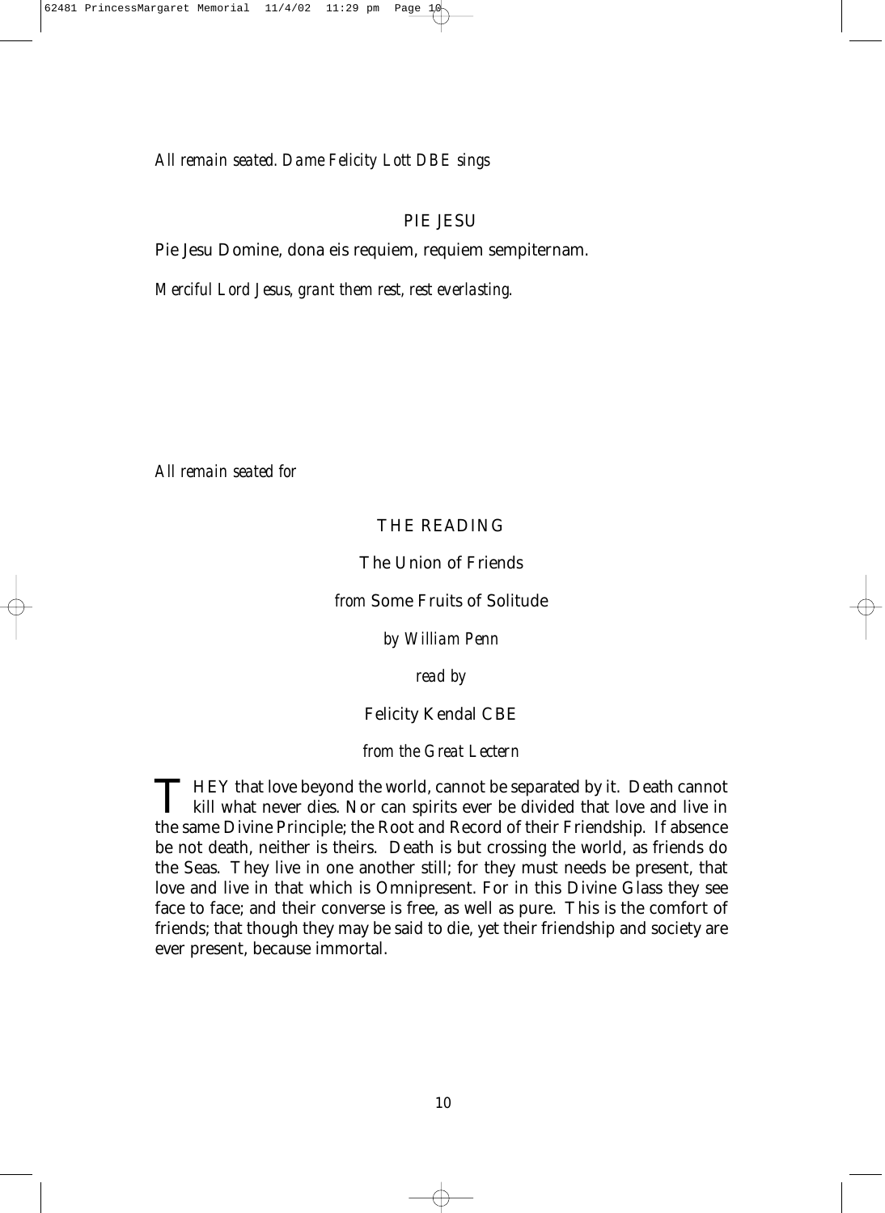*All remain seated. Dame Felicity Lott DBE sings*

## PIE JESU

Pie Jesu Domine, dona eis requiem, requiem sempiternam.

*Merciful Lord Jesus, grant them rest, rest everlasting.*

*All remain seated for*

## THE READING

The Union of Friends

*from* Some Fruits of Solitude

*by William Penn*

*read by*

Felicity Kendal CBE

*from the Great Lectern*

THEY that love beyond the world, cannot be separated by it. Death cannot kill what never dies. Nor can spirits ever be divided that love and live in the same Divine Principle; the Root and Record of their Friendship. If absence be not death, neither is theirs. Death is but crossing the world, as friends do the Seas. They live in one another still; for they must needs be present, that love and live in that which is Omnipresent. For in this Divine Glass they see face to face; and their converse is free, as well as pure. This is the comfort of friends; that though they may be said to die, yet their friendship and society are ever present, because immortal.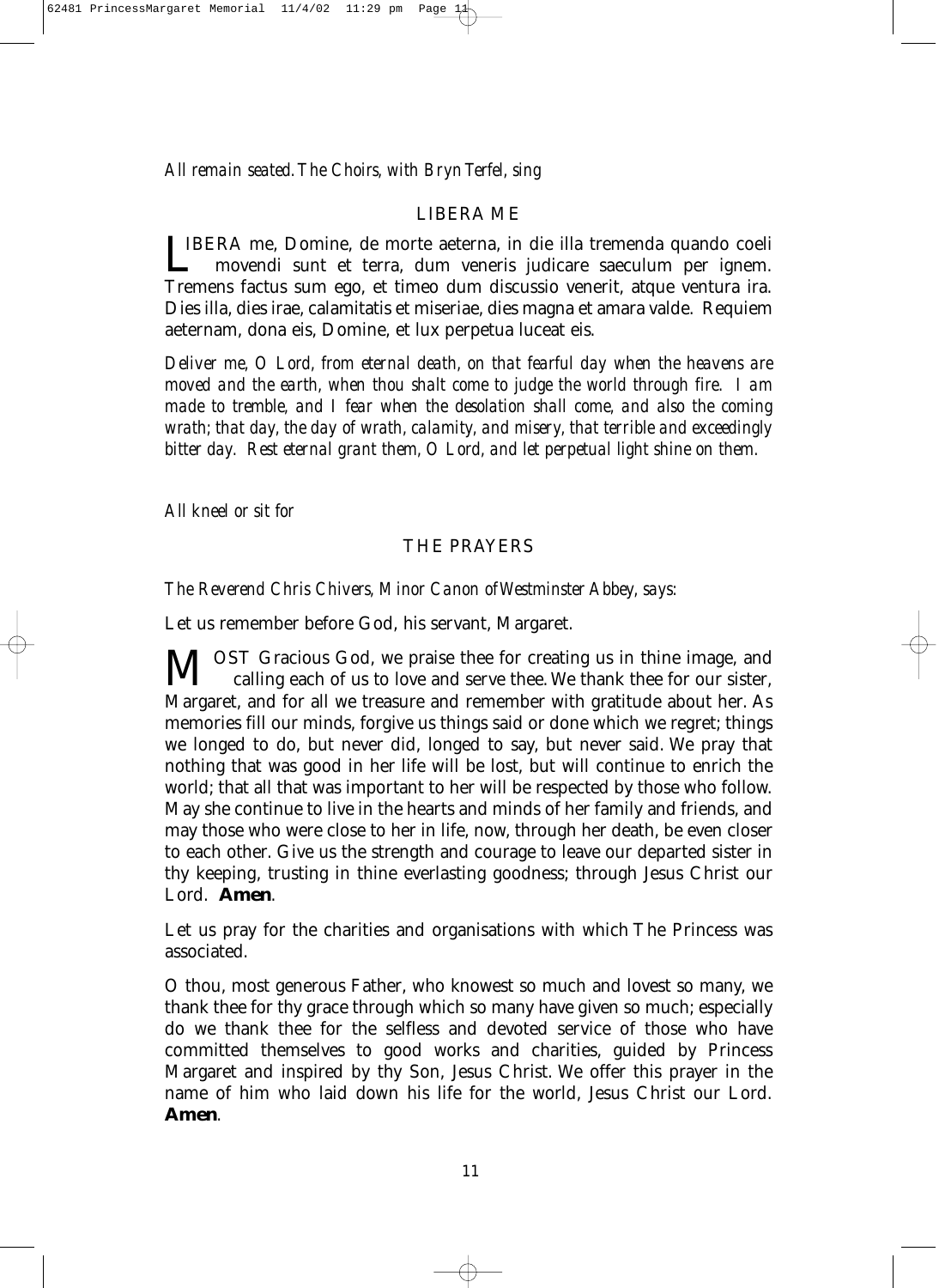*All remain seated. The Choirs, with Bryn Terfel, sing*

## LIBERA ME

LIBERA me, Domine, de morte aeterna, in die illa tremenda quando coeli movendi sunt et terra, dum veneris judicare saeculum per ignem. Tremens factus sum ego, et timeo dum discussio venerit, atque ventura ira. Dies illa, dies irae, calamitatis et miseriae, dies magna et amara valde. Requiem aeternam, dona eis, Domine, et lux perpetua luceat eis.

*Deliver me, O Lord, from eternal death, on that fearful day when the heavens are moved and the earth, when thou shalt come to judge the world through fire. I am made to tremble, and I fear when the desolation shall come, and also the coming wrath; that day, the day of wrath, calamity, and misery, that terrible and exceedingly bitter day. Rest eternal grant them, O Lord, and let perpetual light shine on them.*

*All kneel or sit for*

## THE PRAYERS

*The Reverend Chris Chivers, Minor Canon of Westminster Abbey, says:*

Let us remember before God, his servant, Margaret.

MOST Gracious God, we praise thee for creating us in thine image, and calling each of us to love and serve thee. We thank thee for our sister, Margaret, and for all we treasure and remember with gratitude about her. As memories fill our minds, forgive us things said or done which we regret; things we longed to do, but never did, longed to say, but never said. We pray that nothing that was good in her life will be lost, but will continue to enrich the world; that all that was important to her will be respected by those who follow. May she continue to live in the hearts and minds of her family and friends, and may those who were close to her in life, now, through her death, be even closer to each other. Give us the strength and courage to leave our departed sister in thy keeping, trusting in thine everlasting goodness; through Jesus Christ our Lord. **Amen**.

Let us pray for the charities and organisations with which The Princess was associated.

O thou, most generous Father, who knowest so much and lovest so many, we thank thee for thy grace through which so many have given so much; especially do we thank thee for the selfless and devoted service of those who have committed themselves to good works and charities, guided by Princess Margaret and inspired by thy Son, Jesus Christ. We offer this prayer in the name of him who laid down his life for the world, Jesus Christ our Lord. **Amen**.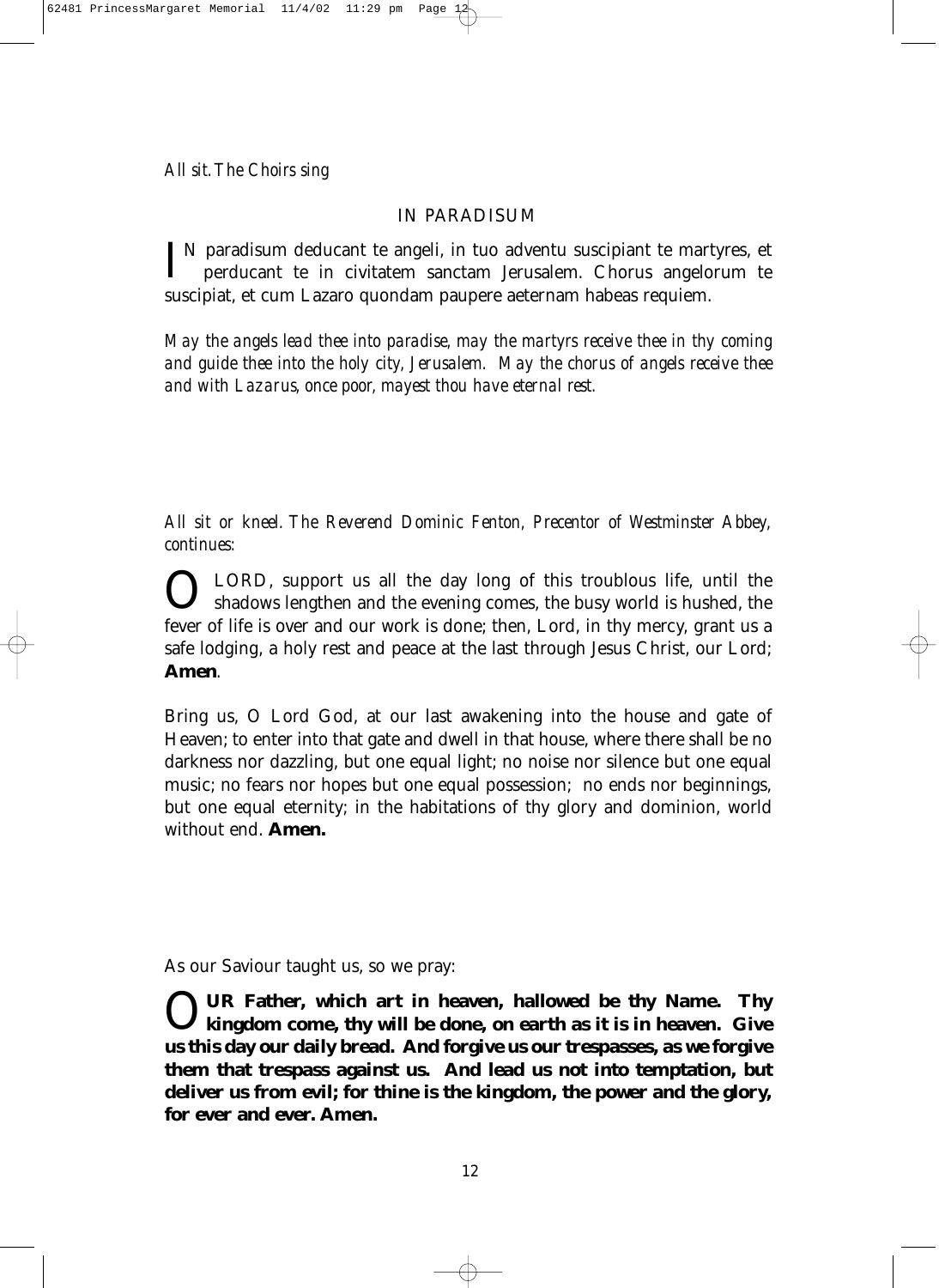*All sit. The Choirs sing*

IN PARADISUM

IN paradisum deducant te angeli, in tuo adventu suscipiant te martyres, et perducant te in civitatem sanctam Jerusalem. Chorus angelorum te suscipiat, et cum Lazaro quondam paupere aeternam habeas requiem.

*May the angels lead thee into paradise, may the martyrs receive thee in thy coming and guide thee into the holy city, Jerusalem. May the chorus of angels receive thee and with Lazarus, once poor, mayest thou have eternal rest.*

*All sit or kneel. The Reverend Dominic Fenton, Precentor of Westminster Abbey, continues:*

O LORD, support us all the day long of this troublous life, until the shadows lengthen and the evening comes, the busy world is hushed, the fever of life is over and our work is done; then, Lord, in thy mercy, grant us a safe lodging, a holy rest and peace at the last through Jesus Christ, our Lord; **Amen**.

Bring us, O Lord God, at our last awakening into the house and gate of Heaven; to enter into that gate and dwell in that house, where there shall be no darkness nor dazzling, but one equal light; no noise nor silence but one equal music; no fears nor hopes but one equal possession; no ends nor beginnings, but one equal eternity; in the habitations of thy glory and dominion, world without end. **Amen.**

As our Saviour taught us, so we pray:

**OUR Father, which art in heaven, hallowed be thy Name. Thy kingdom come, thy will be done, on earth as it is in heaven. Give us this day our daily bread. And forgive us our trespasses, as we forgive them that trespass against us. And lead us not into temptation, but deliver us from evil; for thine is the kingdom, the power and the glory, for ever and ever. Amen.**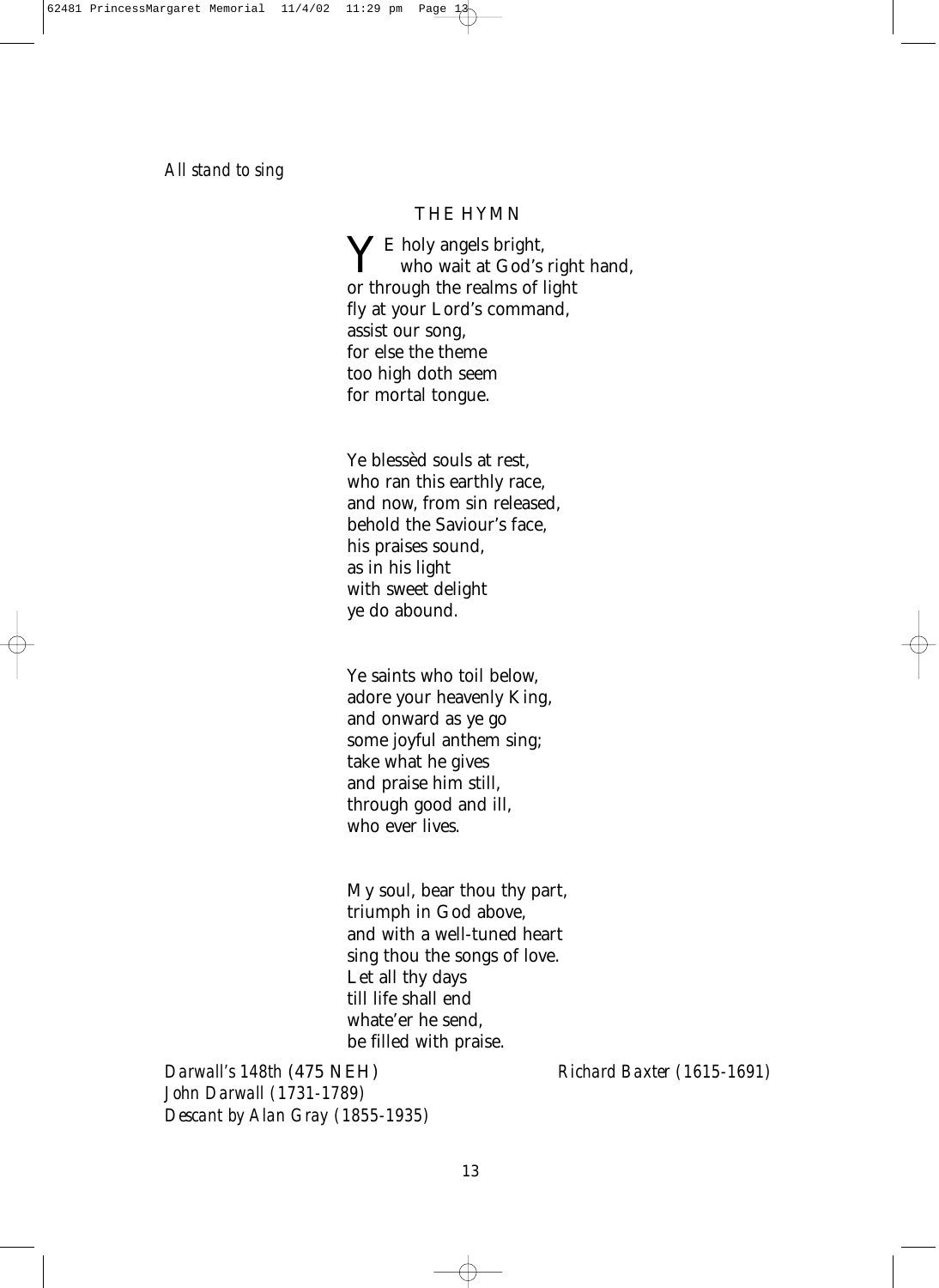*All stand to sing*

## THE HYMN

YE holy angels bright,
who wait at God's right hand,
or through the realms of light
fly at your Lord's command,
assist our song,
for else the theme
too high doth seem
for mortal tongue.

Ye blessèd souls at rest,
who ran this earthly race,
and now, from sin released,
behold the Saviour's face,
his praises sound,
as in his light
with sweet delight
ye do abound.

Ye saints who toil below,
adore your heavenly King,
and onward as ye go
some joyful anthem sing;
take what he gives
and praise him still,
through good and ill,
who ever lives.

My soul, bear thou thy part,
triumph in God above,
and with a well-tuned heart
sing thou the songs of love.
Let all thy days
till life shall end
whate'er he send,
be filled with praise.

*Darwall's 148th* (475 NEH)
*John Darwall (1731-1789)*
*Descant by Alan Gray (1855-1935)*

*Richard Baxter (1615-1691)*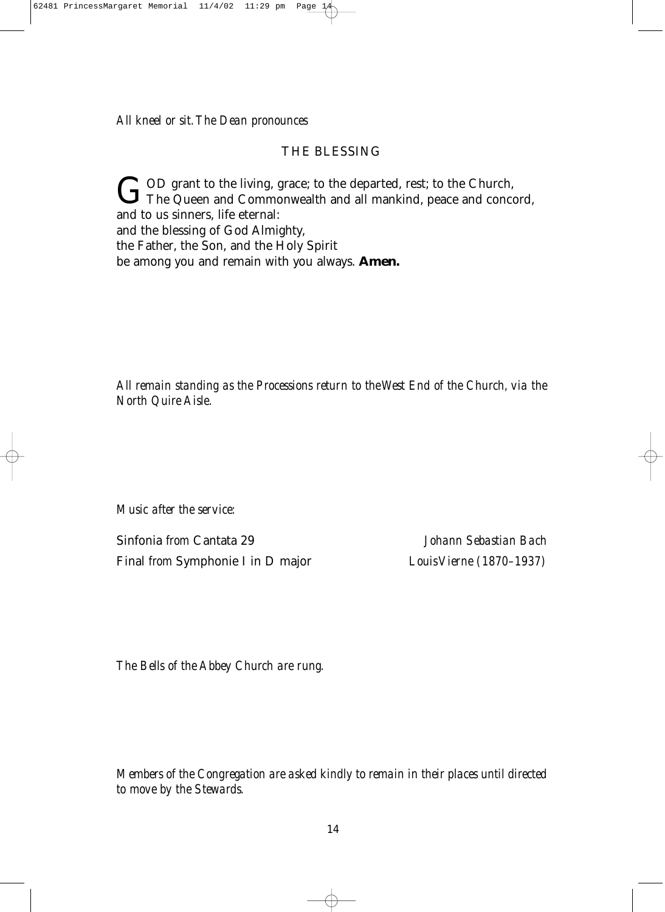*All kneel or sit. The Dean pronounces*

## THE BLESSING

GOD grant to the living, grace; to the departed, rest; to the Church, The Queen and Commonwealth and all mankind, peace and concord, and to us sinners, life eternal:
and the blessing of God Almighty,
the Father, the Son, and the Holy Spirit
be among you and remain with you always. **Amen.**

*All remain standing as the Processions return to the West End of the Church, via the North Quire Aisle.*

*Music after the service:*

Sinfonia *from* Cantata 29 — *Johann Sebastian Bach*

Final *from* Symphonie I in D major — *Louis Vierne (1870–1937)*

*The Bells of the Abbey Church are rung.*

*Members of the Congregation are asked kindly to remain in their places until directed to move by the Stewards.*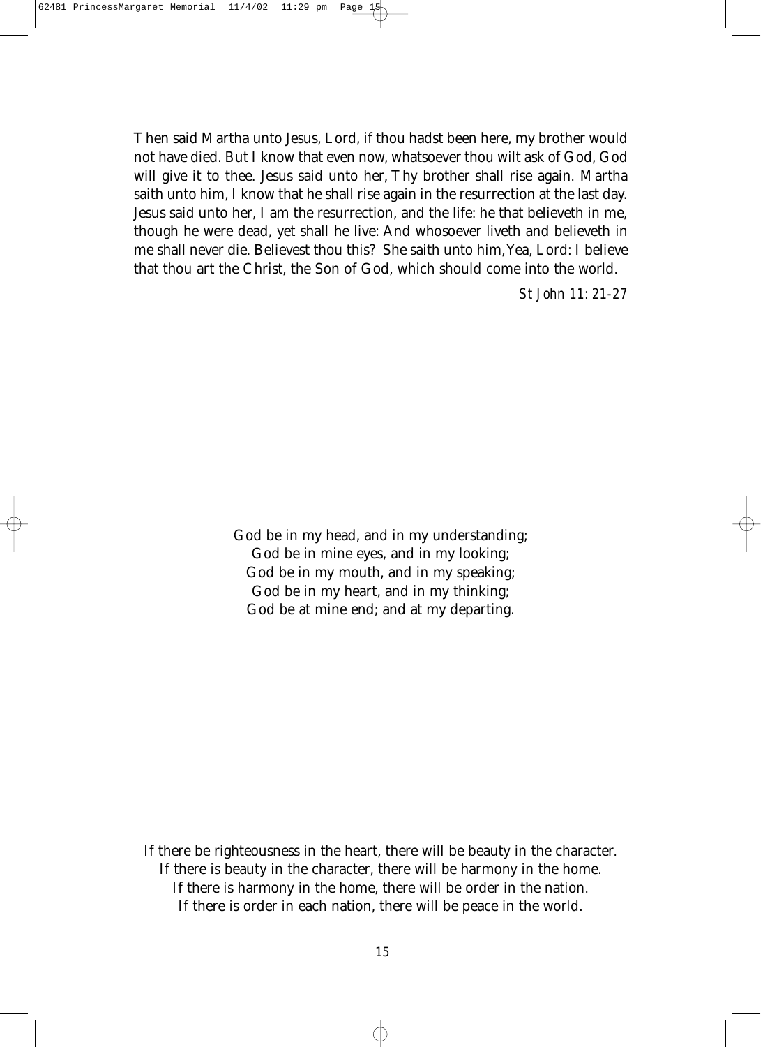Then said Martha unto Jesus, Lord, if thou hadst been here, my brother would not have died. But I know that even now, whatsoever thou wilt ask of God, God will give it to thee. Jesus said unto her, Thy brother shall rise again. Martha saith unto him, I know that he shall rise again in the resurrection at the last day. Jesus said unto her, I am the resurrection, and the life: he that believeth in me, though he were dead, yet shall he live: And whosoever liveth and believeth in me shall never die. Believest thou this? She saith unto him, Yea, Lord: I believe that thou art the Christ, the Son of God, which should come into the world.

*St John 11: 21-27*

God be in my head, and in my understanding;
God be in mine eyes, and in my looking;
God be in my mouth, and in my speaking;
God be in my heart, and in my thinking;
God be at mine end; and at my departing.

If there be righteousness in the heart, there will be beauty in the character.
If there is beauty in the character, there will be harmony in the home.
If there is harmony in the home, there will be order in the nation.
If there is order in each nation, there will be peace in the world.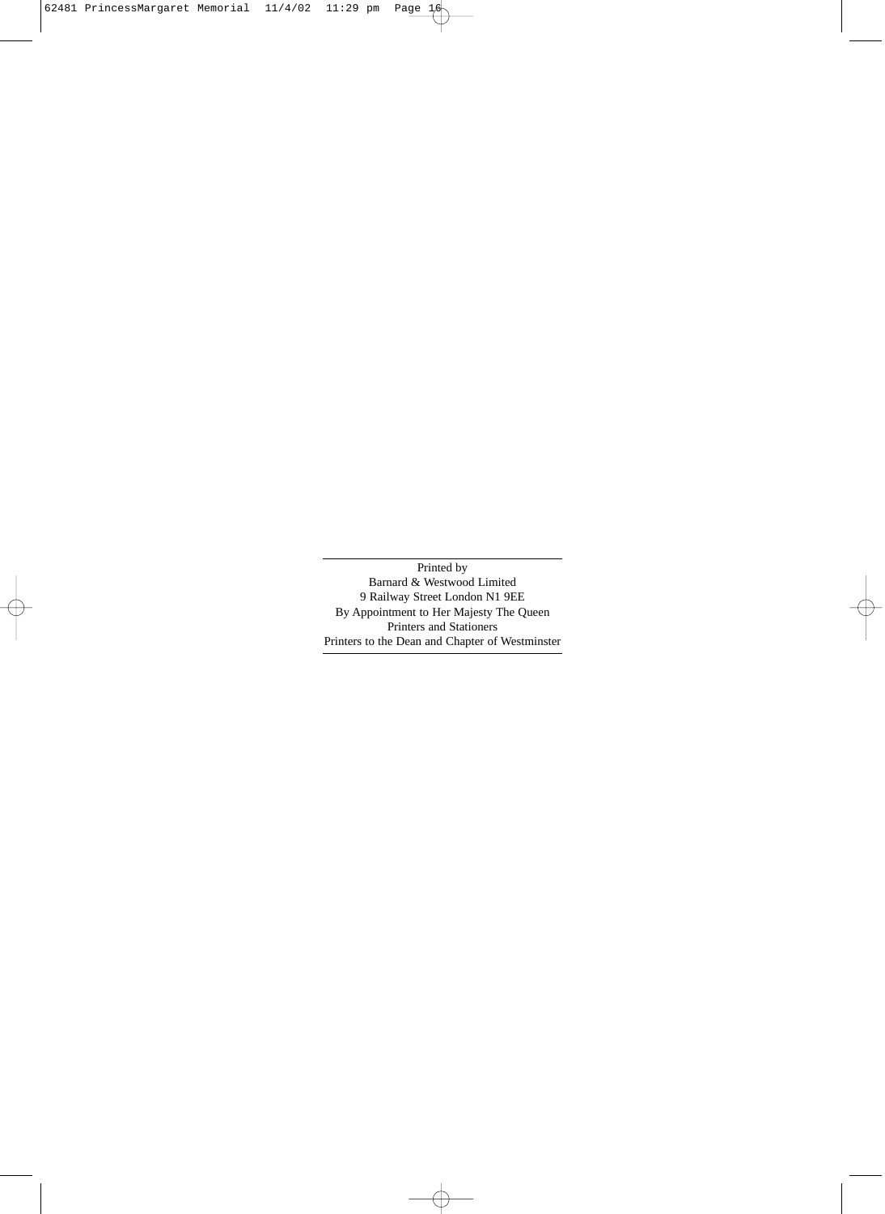Printed by
Barnard & Westwood Limited
9 Railway Street London N1 9EE
By Appointment to Her Majesty The Queen
Printers and Stationers
Printers to the Dean and Chapter of Westminster